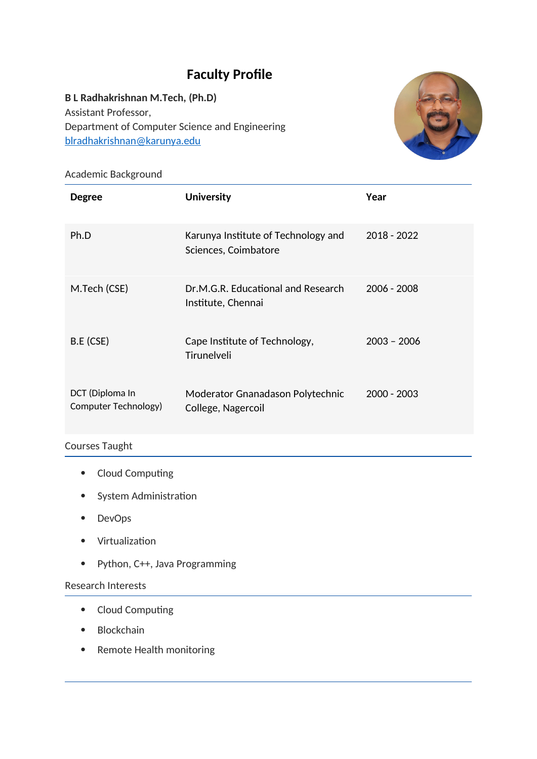# Faculty Profile

**B L Radhakrishnan M.Tech, (Ph.D)**
Assistant Professor,
Department of Computer Science and Engineering
blradhakrishnan@karunya.edu

## Academic Background

| Degree | University | Year |
|---|---|---|
| Ph.D | Karunya Institute of Technology and Sciences, Coimbatore | 2018 - 2022 |
| M.Tech (CSE) | Dr.M.G.R. Educational and Research Institute, Chennai | 2006 - 2008 |
| B.E (CSE) | Cape Institute of Technology, Tirunelveli | 2003 – 2006 |
| DCT (Diploma In Computer Technology) | Moderator Gnanadason Polytechnic College, Nagercoil | 2000 - 2003 |

## Courses Taught

- Cloud Computing
- System Administration
- DevOps
- Virtualization
- Python, C++, Java Programming

## Research Interests

- Cloud Computing
- Blockchain
- Remote Health monitoring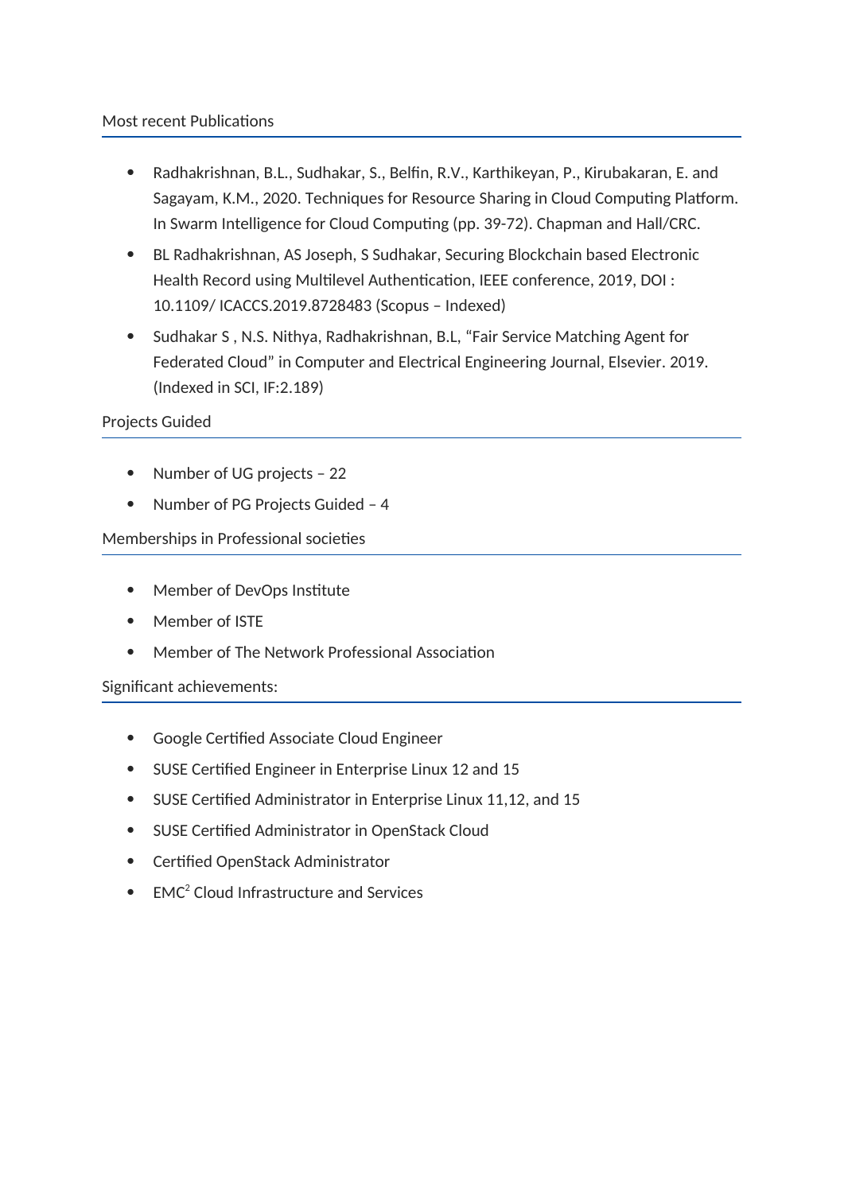## Most recent Publications

- Radhakrishnan, B.L., Sudhakar, S., Belfin, R.V., Karthikeyan, P., Kirubakaran, E. and Sagayam, K.M., 2020. Techniques for Resource Sharing in Cloud Computing Platform. In Swarm Intelligence for Cloud Computing (pp. 39-72). Chapman and Hall/CRC.
- BL Radhakrishnan, AS Joseph, S Sudhakar, Securing Blockchain based Electronic Health Record using Multilevel Authentication, IEEE conference, 2019, DOI : 10.1109/ ICACCS.2019.8728483 (Scopus – Indexed)
- Sudhakar S , N.S. Nithya, Radhakrishnan, B.L, "Fair Service Matching Agent for Federated Cloud" in Computer and Electrical Engineering Journal, Elsevier. 2019. (Indexed in SCI, IF:2.189)

## Projects Guided

- Number of UG projects – 22
- Number of PG Projects Guided – 4

## Memberships in Professional societies

- Member of DevOps Institute
- Member of ISTE
- Member of The Network Professional Association

## Significant achievements:

- Google Certified Associate Cloud Engineer
- SUSE Certified Engineer in Enterprise Linux 12 and 15
- SUSE Certified Administrator in Enterprise Linux 11,12, and 15
- SUSE Certified Administrator in OpenStack Cloud
- Certified OpenStack Administrator
- $EMC^2$ Cloud Infrastructure and Services